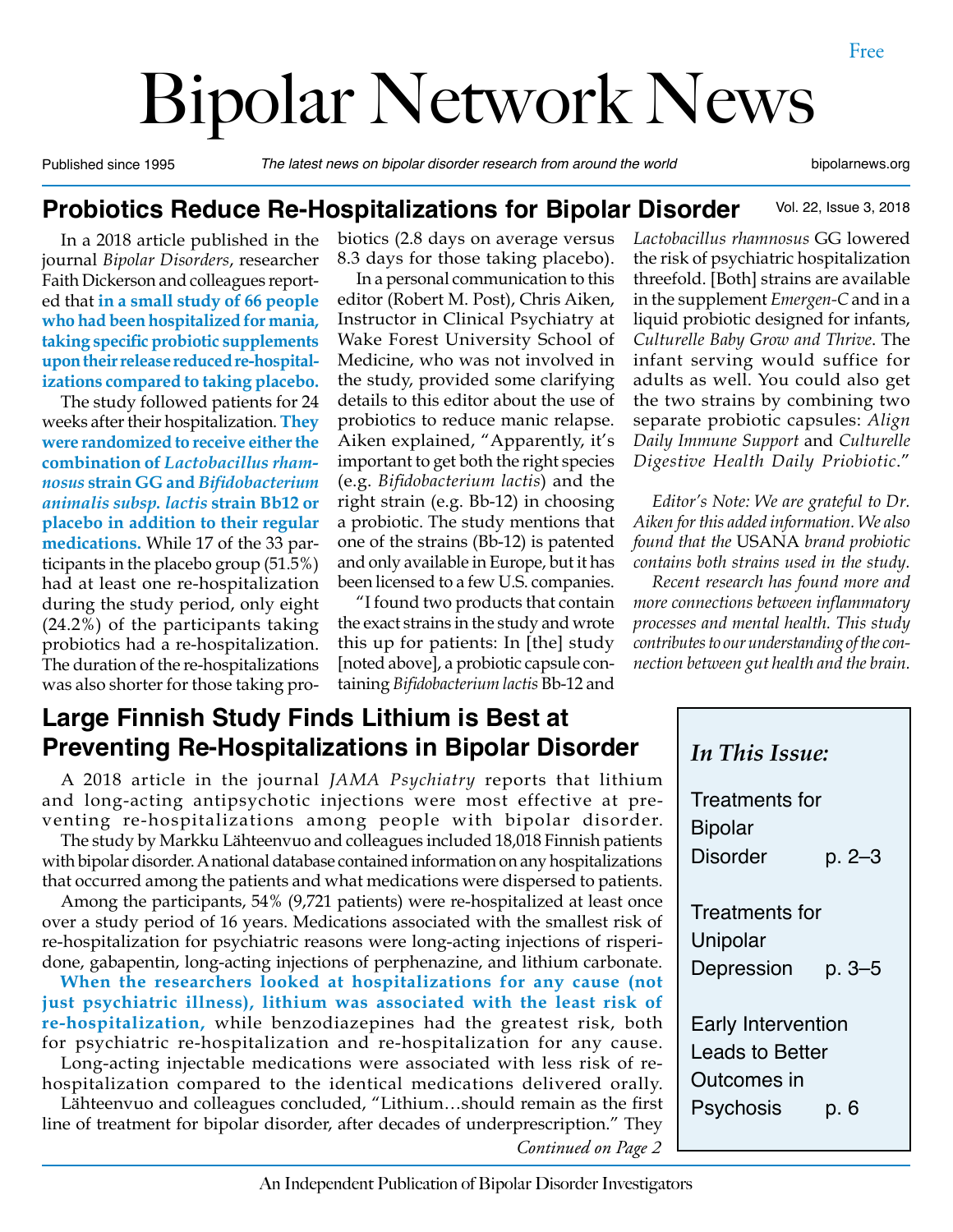Free

# Bipolar Network News

Published since 1995 — *The latest news on bipolar disorder research from around the world* — bipolarnews.org

## Probiotics Reduce Re-Hospitalizations for Bipolar Disorder

Vol. 22, Issue 3, 2018

In a 2018 article published in the journal *Bipolar Disorders*, researcher Faith Dickerson and colleagues reported that **in a small study of 66 people who had been hospitalized for mania, taking specific probiotic supplements upon their release reduced re-hospitalizations compared to taking placebo.**

The study followed patients for 24 weeks after their hospitalization. **They were randomized to receive either the combination of *Lactobacillus rhamnosus* strain GG and *Bifidobacterium animalis subsp. lactis* strain Bb12 or placebo in addition to their regular medications.** While 17 of the 33 participants in the placebo group (51.5%) had at least one re-hospitalization during the study period, only eight (24.2%) of the participants taking probiotics had a re-hospitalization. The duration of the re-hospitalizations was also shorter for those taking probiotics (2.8 days on average versus 8.3 days for those taking placebo).

In a personal communication to this editor (Robert M. Post), Chris Aiken, Instructor in Clinical Psychiatry at Wake Forest University School of Medicine, who was not involved in the study, provided some clarifying details to this editor about the use of probiotics to reduce manic relapse. Aiken explained, "Apparently, it's important to get both the right species (e.g. *Bifidobacterium lactis*) and the right strain (e.g. Bb-12) in choosing a probiotic. The study mentions that one of the strains (Bb-12) is patented and only available in Europe, but it has been licensed to a few U.S. companies.

"I found two products that contain the exact strains in the study and wrote this up for patients: In [the] study [noted above], a probiotic capsule containing *Bifidobacterium lactis* Bb-12 and *Lactobacillus rhamnosus* GG lowered the risk of psychiatric hospitalization threefold. [Both] strains are available in the supplement *Emergen-C* and in a liquid probiotic designed for infants, *Culturelle Baby Grow and Thrive*. The infant serving would suffice for adults as well. You could also get the two strains by combining two separate probiotic capsules: *Align Daily Immune Support* and *Culturelle Digestive Health Daily Priobiotic*."

*Editor's Note: We are grateful to Dr. Aiken for this added information. We also found that the* USANA *brand probiotic contains both strains used in the study.*

*Recent research has found more and more connections between inflammatory processes and mental health. This study contributes to our understanding of the connection between gut health and the brain.*

## Large Finnish Study Finds Lithium is Best at Preventing Re-Hospitalizations in Bipolar Disorder

A 2018 article in the journal *JAMA Psychiatry* reports that lithium and long-acting antipsychotic injections were most effective at preventing re-hospitalizations among people with bipolar disorder.

The study by Markku Lähteenvuo and colleagues included 18,018 Finnish patients with bipolar disorder. A national database contained information on any hospitalizations that occurred among the patients and what medications were dispersed to patients.

Among the participants, 54% (9,721 patients) were re-hospitalized at least once over a study period of 16 years. Medications associated with the smallest risk of re-hospitalization for psychiatric reasons were long-acting injections of risperidone, gabapentin, long-acting injections of perphenazine, and lithium carbonate.

**When the researchers looked at hospitalizations for any cause (not just psychiatric illness), lithium was associated with the least risk of re-hospitalization,** while benzodiazepines had the greatest risk, both for psychiatric re-hospitalization and re-hospitalization for any cause.

Long-acting injectable medications were associated with less risk of re-hospitalization compared to the identical medications delivered orally.

Lähteenvuo and colleagues concluded, "Lithium…should remain as the first line of treatment for bipolar disorder, after decades of underprescription." They

*Continued on Page 2*

### In This Issue:

- Treatments for Bipolar Disorder — p. 2–3
- Treatments for Unipolar Depression — p. 3–5
- Early Intervention Leads to Better Outcomes in Psychosis — p. 6

An Independent Publication of Bipolar Disorder Investigators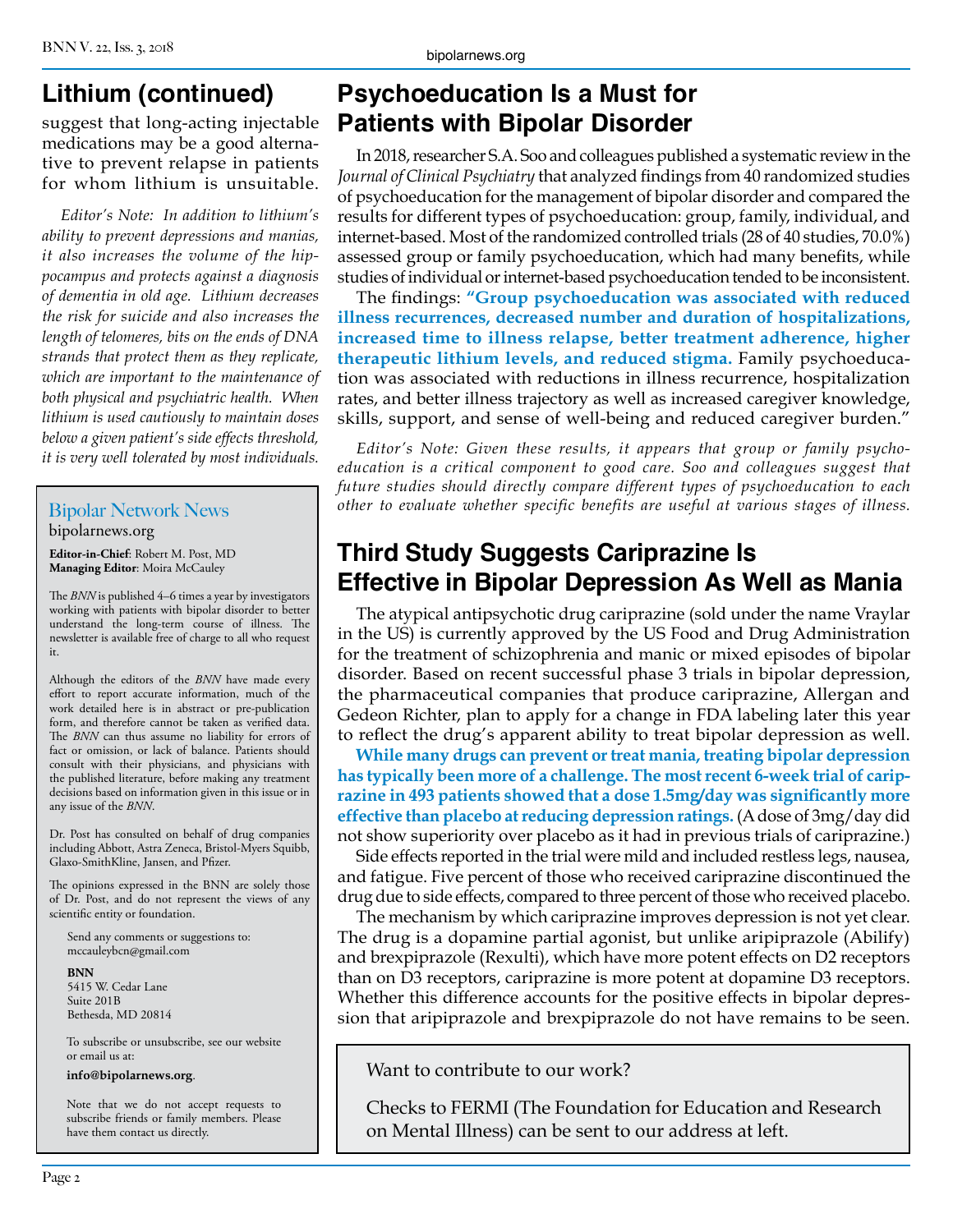## Lithium (continued)

suggest that long-acting injectable medications may be a good alternative to prevent relapse in patients for whom lithium is unsuitable.

*Editor's Note: In addition to lithium's ability to prevent depressions and manias, it also increases the volume of the hippocampus and protects against a diagnosis of dementia in old age. Lithium decreases the risk for suicide and also increases the length of telomeres, bits on the ends of DNA strands that protect them as they replicate, which are important to the maintenance of both physical and psychiatric health. When lithium is used cautiously to maintain doses below a given patient's side effects threshold, it is very well tolerated by most individuals.*

Bipolar Network News
bipolarnews.org

**Editor-in-Chief**: Robert M. Post, MD
**Managing Editor**: Moira McCauley

The *BNN* is published 4–6 times a year by investigators working with patients with bipolar disorder to better understand the long-term course of illness. The newsletter is available free of charge to all who request it.

Although the editors of the *BNN* have made every effort to report accurate information, much of the work detailed here is in abstract or pre-publication form, and therefore cannot be taken as verified data. The *BNN* can thus assume no liability for errors of fact or omission, or lack of balance. Patients should consult with their physicians, and physicians with the published literature, before making any treatment decisions based on information given in this issue or in any issue of the *BNN*.

Dr. Post has consulted on behalf of drug companies including Abbott, Astra Zeneca, Bristol-Myers Squibb, Glaxo-SmithKline, Jansen, and Pfizer.

The opinions expressed in the BNN are solely those of Dr. Post, and do not represent the views of any scientific entity or foundation.

Send any comments or suggestions to:
mccauleybcn@gmail.com

**BNN**
5415 W. Cedar Lane
Suite 201B
Bethesda, MD 20814

To subscribe or unsubscribe, see our website or email us at:

**info@bipolarnews.org**.

Note that we do not accept requests to subscribe friends or family members. Please have them contact us directly.

## Psychoeducation Is a Must for Patients with Bipolar Disorder

In 2018, researcher S.A. Soo and colleagues published a systematic review in the *Journal of Clinical Psychiatry* that analyzed findings from 40 randomized studies of psychoeducation for the management of bipolar disorder and compared the results for different types of psychoeducation: group, family, individual, and internet-based. Most of the randomized controlled trials (28 of 40 studies, 70.0%) assessed group or family psychoeducation, which had many benefits, while studies of individual or internet-based psychoeducation tended to be inconsistent.

The findings: **"Group psychoeducation was associated with reduced illness recurrences, decreased number and duration of hospitalizations, increased time to illness relapse, better treatment adherence, higher therapeutic lithium levels, and reduced stigma.** Family psychoeducation was associated with reductions in illness recurrence, hospitalization rates, and better illness trajectory as well as increased caregiver knowledge, skills, support, and sense of well-being and reduced caregiver burden."

*Editor's Note: Given these results, it appears that group or family psychoeducation is a critical component to good care. Soo and colleagues suggest that future studies should directly compare different types of psychoeducation to each other to evaluate whether specific benefits are useful at various stages of illness.*

## Third Study Suggests Cariprazine Is Effective in Bipolar Depression As Well as Mania

The atypical antipsychotic drug cariprazine (sold under the name Vraylar in the US) is currently approved by the US Food and Drug Administration for the treatment of schizophrenia and manic or mixed episodes of bipolar disorder. Based on recent successful phase 3 trials in bipolar depression, the pharmaceutical companies that produce cariprazine, Allergan and Gedeon Richter, plan to apply for a change in FDA labeling later this year to reflect the drug's apparent ability to treat bipolar depression as well.

**While many drugs can prevent or treat mania, treating bipolar depression has typically been more of a challenge. The most recent 6-week trial of cariprazine in 493 patients showed that a dose 1.5mg/day was significantly more effective than placebo at reducing depression ratings.** (A dose of 3mg/day did not show superiority over placebo as it had in previous trials of cariprazine.)

Side effects reported in the trial were mild and included restless legs, nausea, and fatigue. Five percent of those who received cariprazine discontinued the drug due to side effects, compared to three percent of those who received placebo.

The mechanism by which cariprazine improves depression is not yet clear. The drug is a dopamine partial agonist, but unlike aripiprazole (Abilify) and brexpiprazole (Rexulti), which have more potent effects on D2 receptors than on D3 receptors, cariprazine is more potent at dopamine D3 receptors. Whether this difference accounts for the positive effects in bipolar depression that aripiprazole and brexpiprazole do not have remains to be seen.

Want to contribute to our work?

Checks to FERMI (The Foundation for Education and Research on Mental Illness) can be sent to our address at left.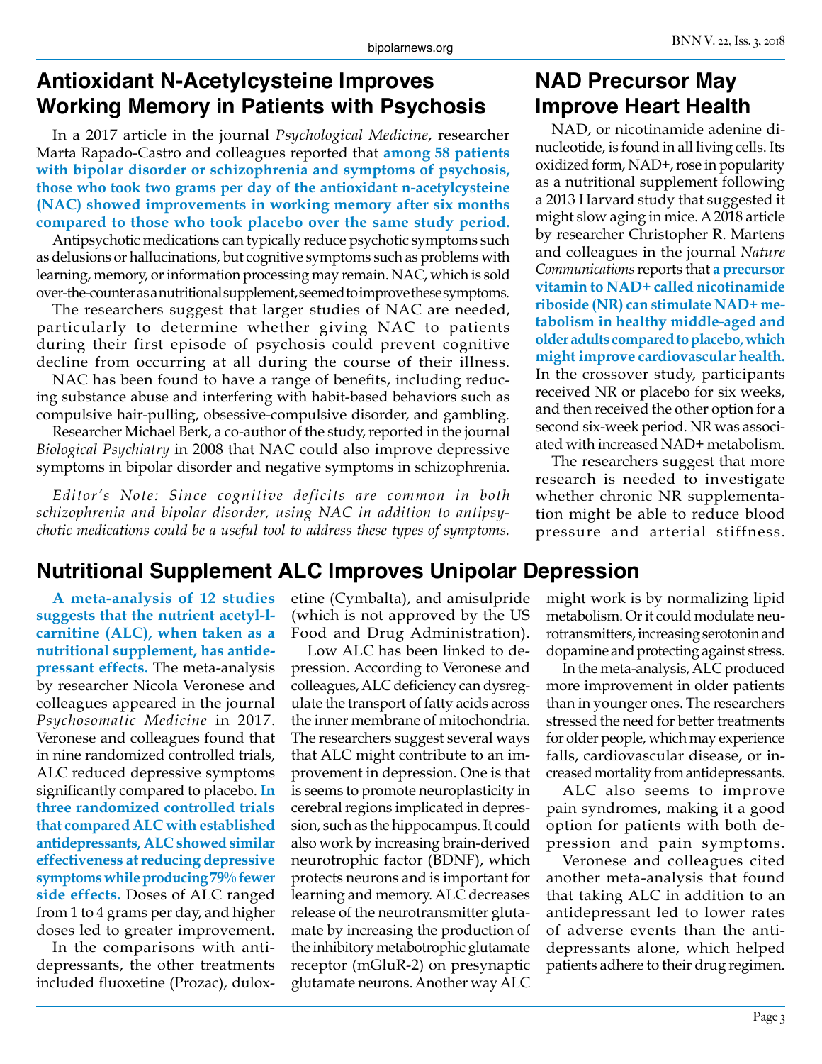## Antioxidant N-Acetylcysteine Improves Working Memory in Patients with Psychosis

In a 2017 article in the journal *Psychological Medicine*, researcher Marta Rapado-Castro and colleagues reported that **among 58 patients with bipolar disorder or schizophrenia and symptoms of psychosis, those who took two grams per day of the antioxidant n-acetylcysteine (NAC) showed improvements in working memory after six months compared to those who took placebo over the same study period.**

Antipsychotic medications can typically reduce psychotic symptoms such as delusions or hallucinations, but cognitive symptoms such as problems with learning, memory, or information processing may remain. NAC, which is sold over-the-counter as a nutritional supplement, seemed to improve these symptoms.

The researchers suggest that larger studies of NAC are needed, particularly to determine whether giving NAC to patients during their first episode of psychosis could prevent cognitive decline from occurring at all during the course of their illness.

NAC has been found to have a range of benefits, including reducing substance abuse and interfering with habit-based behaviors such as compulsive hair-pulling, obsessive-compulsive disorder, and gambling.

Researcher Michael Berk, a co-author of the study, reported in the journal *Biological Psychiatry* in 2008 that NAC could also improve depressive symptoms in bipolar disorder and negative symptoms in schizophrenia.

*Editor's Note: Since cognitive deficits are common in both schizophrenia and bipolar disorder, using NAC in addition to antipsychotic medications could be a useful tool to address these types of symptoms.*

## NAD Precursor May Improve Heart Health

NAD, or nicotinamide adenine dinucleotide, is found in all living cells. Its oxidized form, NAD+, rose in popularity as a nutritional supplement following a 2013 Harvard study that suggested it might slow aging in mice. A 2018 article by researcher Christopher R. Martens and colleagues in the journal *Nature Communications* reports that **a precursor vitamin to NAD+ called nicotinamide riboside (NR) can stimulate NAD+ metabolism in healthy middle-aged and older adults compared to placebo, which might improve cardiovascular health.** In the crossover study, participants received NR or placebo for six weeks, and then received the other option for a second six-week period. NR was associated with increased NAD+ metabolism.

The researchers suggest that more research is needed to investigate whether chronic NR supplementation might be able to reduce blood pressure and arterial stiffness.

## Nutritional Supplement ALC Improves Unipolar Depression

**A meta-analysis of 12 studies suggests that the nutrient acetyl-l-carnitine (ALC), when taken as a nutritional supplement, has antidepressant effects.** The meta-analysis by researcher Nicola Veronese and colleagues appeared in the journal *Psychosomatic Medicine* in 2017. Veronese and colleagues found that in nine randomized controlled trials, ALC reduced depressive symptoms significantly compared to placebo. **In three randomized controlled trials that compared ALC with established antidepressants, ALC showed similar effectiveness at reducing depressive symptoms while producing 79% fewer side effects.** Doses of ALC ranged from 1 to 4 grams per day, and higher doses led to greater improvement.

In the comparisons with antidepressants, the other treatments included fluoxetine (Prozac), duloxetine (Cymbalta), and amisulpride (which is not approved by the US Food and Drug Administration).

Low ALC has been linked to depression. According to Veronese and colleagues, ALC deficiency can dysregulate the transport of fatty acids across the inner membrane of mitochondria. The researchers suggest several ways that ALC might contribute to an improvement in depression. One is that is seems to promote neuroplasticity in cerebral regions implicated in depression, such as the hippocampus. It could also work by increasing brain-derived neurotrophic factor (BDNF), which protects neurons and is important for learning and memory. ALC decreases release of the neurotransmitter glutamate by increasing the production of the inhibitory metabotropic glutamate receptor (mGluR-2) on presynaptic glutamate neurons. Another way ALC might work is by normalizing lipid metabolism. Or it could modulate neurotransmitters, increasing serotonin and dopamine and protecting against stress.

In the meta-analysis, ALC produced more improvement in older patients than in younger ones. The researchers stressed the need for better treatments for older people, which may experience falls, cardiovascular disease, or increased mortality from antidepressants.

ALC also seems to improve pain syndromes, making it a good option for patients with both depression and pain symptoms.

Veronese and colleagues cited another meta-analysis that found that taking ALC in addition to an antidepressant led to lower rates of adverse events than the antidepressants alone, which helped patients adhere to their drug regimen.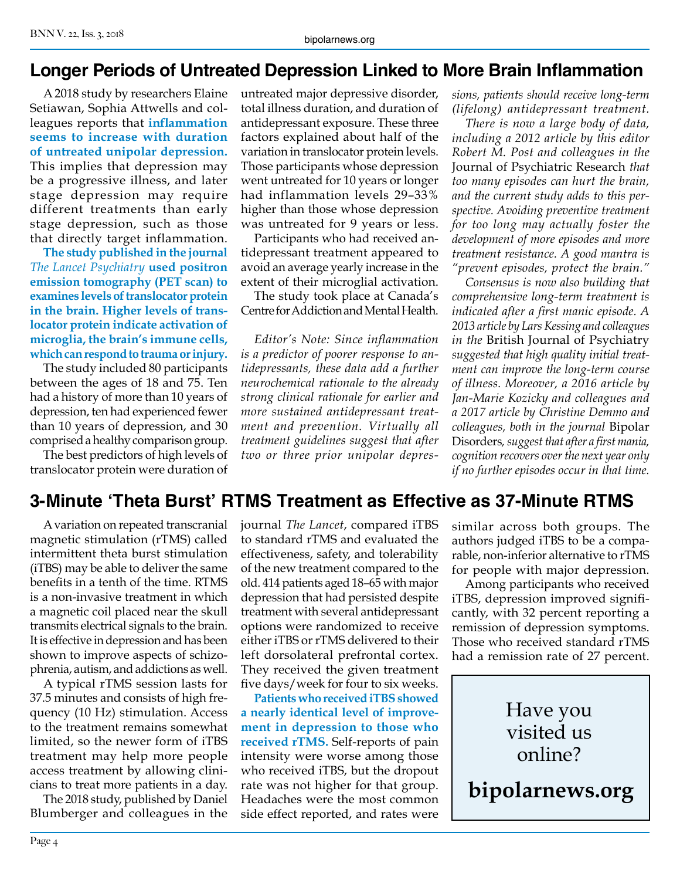## Longer Periods of Untreated Depression Linked to More Brain Inflammation

A 2018 study by researchers Elaine Setiawan, Sophia Attwells and colleagues reports that **inflammation seems to increase with duration of untreated unipolar depression.** This implies that depression may be a progressive illness, and later stage depression may require different treatments than early stage depression, such as those that directly target inflammation.

**The study published in the journal *The Lancet Psychiatry* used positron emission tomography (PET scan) to examines levels of translocator protein in the brain. Higher levels of translocator protein indicate activation of microglia, the brain's immune cells, which can respond to trauma or injury.**

The study included 80 participants between the ages of 18 and 75. Ten had a history of more than 10 years of depression, ten had experienced fewer than 10 years of depression, and 30 comprised a healthy comparison group.

The best predictors of high levels of translocator protein were duration of untreated major depressive disorder, total illness duration, and duration of antidepressant exposure. These three factors explained about half of the variation in translocator protein levels. Those participants whose depression went untreated for 10 years or longer had inflammation levels 29–33% higher than those whose depression was untreated for 9 years or less.

Participants who had received antidepressant treatment appeared to avoid an average yearly increase in the extent of their microglial activation.

The study took place at Canada's Centre for Addiction and Mental Health.

*Editor's Note: Since inflammation is a predictor of poorer response to antidepressants, these data add a further neurochemical rationale to the already strong clinical rationale for earlier and more sustained antidepressant treatment and prevention. Virtually all treatment guidelines suggest that after two or three prior unipolar depressions, patients should receive long-term (lifelong) antidepressant treatment.*

*There is now a large body of data, including a 2012 article by this editor Robert M. Post and colleagues in the* Journal of Psychiatric Research *that too many episodes can hurt the brain, and the current study adds to this perspective. Avoiding preventive treatment for too long may actually foster the development of more episodes and more treatment resistance. A good mantra is "prevent episodes, protect the brain."*

*Consensus is now also building that comprehensive long-term treatment is indicated after a first manic episode. A 2013 article by Lars Kessing and colleagues in the* British Journal of Psychiatry *suggested that high quality initial treatment can improve the long-term course of illness. Moreover, a 2016 article by Jan-Marie Kozicky and colleagues and a 2017 article by Christine Demmo and colleagues, both in the journal* Bipolar Disorders, *suggest that after a first mania, cognition recovers over the next year only if no further episodes occur in that time.*

## 3-Minute 'Theta Burst' RTMS Treatment as Effective as 37-Minute RTMS

A variation on repeated transcranial magnetic stimulation (rTMS) called intermittent theta burst stimulation (iTBS) may be able to deliver the same benefits in a tenth of the time. RTMS is a non-invasive treatment in which a magnetic coil placed near the skull transmits electrical signals to the brain. It is effective in depression and has been shown to improve aspects of schizophrenia, autism, and addictions as well.

A typical rTMS session lasts for 37.5 minutes and consists of high frequency (10 Hz) stimulation. Access to the treatment remains somewhat limited, so the newer form of iTBS treatment may help more people access treatment by allowing clinicians to treat more patients in a day.

The 2018 study, published by Daniel Blumberger and colleagues in the journal *The Lancet*, compared iTBS to standard rTMS and evaluated the effectiveness, safety, and tolerability of the new treatment compared to the old. 414 patients aged 18–65 with major depression that had persisted despite treatment with several antidepressant options were randomized to receive either iTBS or rTMS delivered to their left dorsolateral prefrontal cortex. They received the given treatment five days/week for four to six weeks.

**Patients who received iTBS showed a nearly identical level of improvement in depression to those who received rTMS.** Self-reports of pain intensity were worse among those who received iTBS, but the dropout rate was not higher for that group. Headaches were the most common side effect reported, and rates were similar across both groups. The authors judged iTBS to be a comparable, non-inferior alternative to rTMS for people with major depression.

Among participants who received iTBS, depression improved significantly, with 32 percent reporting a remission of depression symptoms. Those who received standard rTMS had a remission rate of 27 percent.

Have you visited us online?

**bipolarnews.org**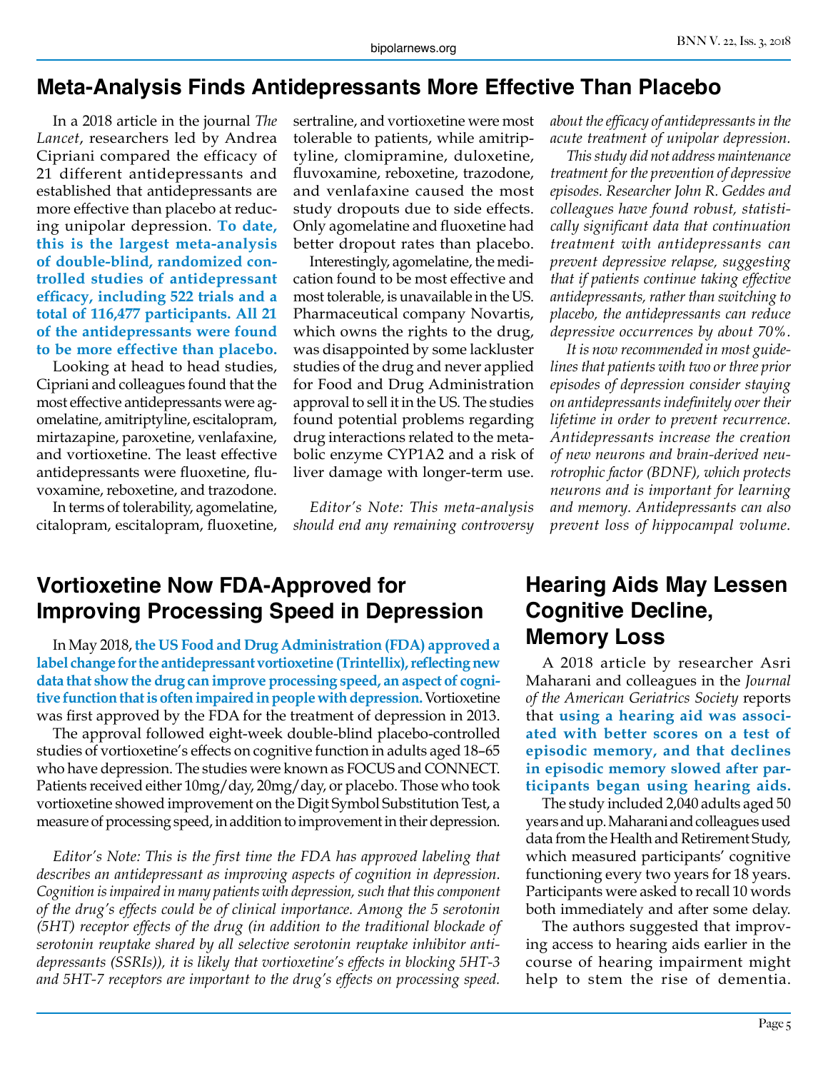## Meta-Analysis Finds Antidepressants More Effective Than Placebo

In a 2018 article in the journal *The Lancet*, researchers led by Andrea Cipriani compared the efficacy of 21 different antidepressants and established that antidepressants are more effective than placebo at reducing unipolar depression. **To date, this is the largest meta-analysis of double-blind, randomized controlled studies of antidepressant efficacy, including 522 trials and a total of 116,477 participants. All 21 of the antidepressants were found to be more effective than placebo.**

Looking at head to head studies, Cipriani and colleagues found that the most effective antidepressants were agomelatine, amitriptyline, escitalopram, mirtazapine, paroxetine, venlafaxine, and vortioxetine. The least effective antidepressants were fluoxetine, fluvoxamine, reboxetine, and trazodone.

In terms of tolerability, agomelatine, citalopram, escitalopram, fluoxetine, sertraline, and vortioxetine were most tolerable to patients, while amitriptyline, clomipramine, duloxetine, fluvoxamine, reboxetine, trazodone, and venlafaxine caused the most study dropouts due to side effects. Only agomelatine and fluoxetine had better dropout rates than placebo.

Interestingly, agomelatine, the medication found to be most effective and most tolerable, is unavailable in the US. Pharmaceutical company Novartis, which owns the rights to the drug, was disappointed by some lackluster studies of the drug and never applied for Food and Drug Administration approval to sell it in the US. The studies found potential problems regarding drug interactions related to the metabolic enzyme CYP1A2 and a risk of liver damage with longer-term use.

*Editor's Note: This meta-analysis should end any remaining controversy about the efficacy of antidepressants in the acute treatment of unipolar depression.*

*This study did not address maintenance treatment for the prevention of depressive episodes. Researcher John R. Geddes and colleagues have found robust, statistically significant data that continuation treatment with antidepressants can prevent depressive relapse, suggesting that if patients continue taking effective antidepressants, rather than switching to placebo, the antidepressants can reduce depressive occurrences by about 70%.*

*It is now recommended in most guidelines that patients with two or three prior episodes of depression consider staying on antidepressants indefinitely over their lifetime in order to prevent recurrence. Antidepressants increase the creation of new neurons and brain-derived neurotrophic factor (BDNF), which protects neurons and is important for learning and memory. Antidepressants can also prevent loss of hippocampal volume.*

## Vortioxetine Now FDA-Approved for Improving Processing Speed in Depression

In May 2018, **the US Food and Drug Administration (FDA) approved a label change for the antidepressant vortioxetine (Trintellix), reflecting new data that show the drug can improve processing speed, an aspect of cognitive function that is often impaired in people with depression.** Vortioxetine was first approved by the FDA for the treatment of depression in 2013.

The approval followed eight-week double-blind placebo-controlled studies of vortioxetine's effects on cognitive function in adults aged 18–65 who have depression. The studies were known as FOCUS and CONNECT. Patients received either 10mg/day, 20mg/day, or placebo. Those who took vortioxetine showed improvement on the Digit Symbol Substitution Test, a measure of processing speed, in addition to improvement in their depression.

*Editor's Note: This is the first time the FDA has approved labeling that describes an antidepressant as improving aspects of cognition in depression. Cognition is impaired in many patients with depression, such that this component of the drug's effects could be of clinical importance. Among the 5 serotonin (5HT) receptor effects of the drug (in addition to the traditional blockade of serotonin reuptake shared by all selective serotonin reuptake inhibitor antidepressants (SSRIs)), it is likely that vortioxetine's effects in blocking 5HT-3 and 5HT-7 receptors are important to the drug's effects on processing speed.*

## Hearing Aids May Lessen Cognitive Decline, Memory Loss

A 2018 article by researcher Asri Maharani and colleagues in the *Journal of the American Geriatrics Society* reports that **using a hearing aid was associated with better scores on a test of episodic memory, and that declines in episodic memory slowed after participants began using hearing aids.**

The study included 2,040 adults aged 50 years and up. Maharani and colleagues used data from the Health and Retirement Study, which measured participants' cognitive functioning every two years for 18 years. Participants were asked to recall 10 words both immediately and after some delay.

The authors suggested that improving access to hearing aids earlier in the course of hearing impairment might help to stem the rise of dementia.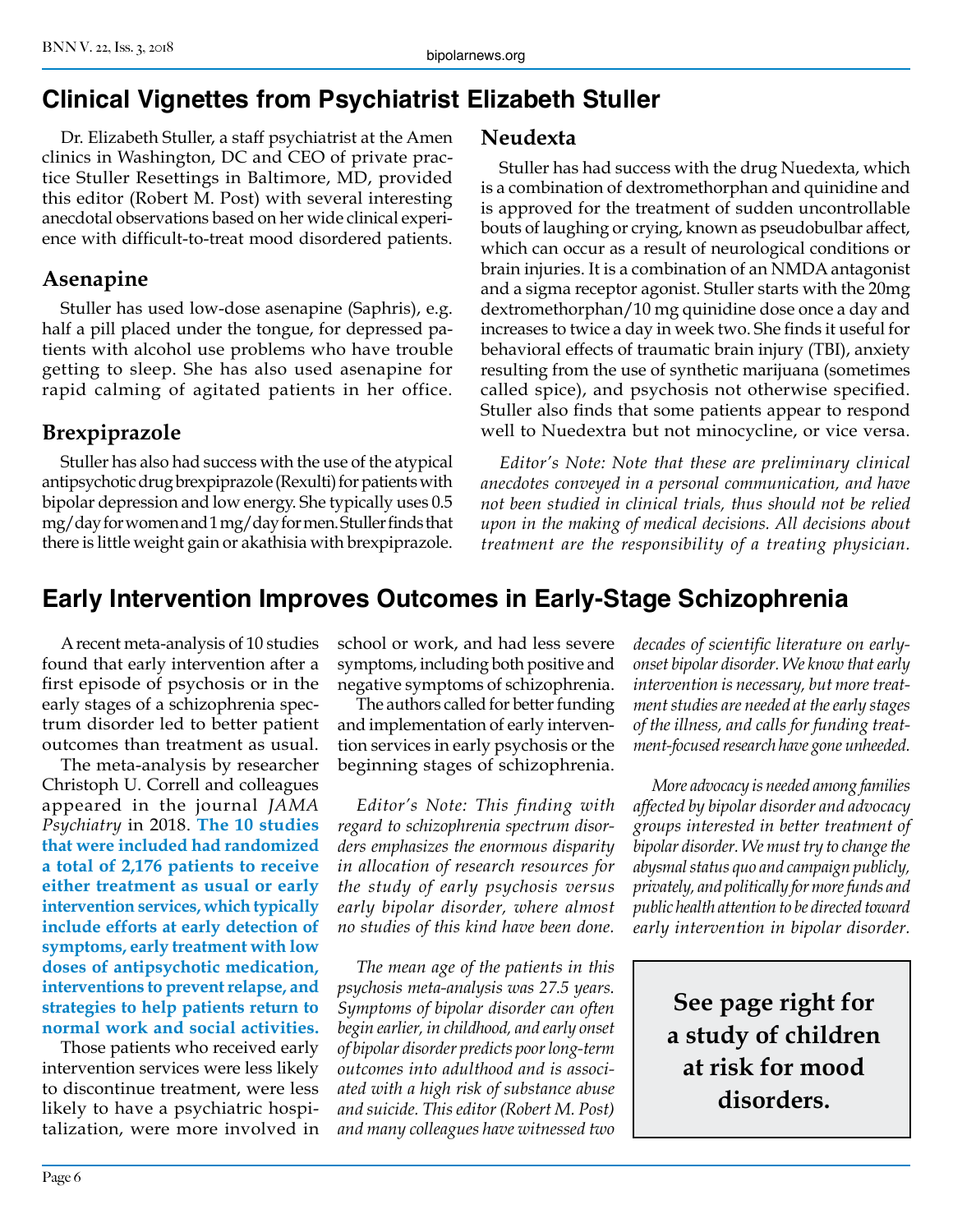## Clinical Vignettes from Psychiatrist Elizabeth Stuller

Dr. Elizabeth Stuller, a staff psychiatrist at the Amen clinics in Washington, DC and CEO of private practice Stuller Resettings in Baltimore, MD, provided this editor (Robert M. Post) with several interesting anecdotal observations based on her wide clinical experience with difficult-to-treat mood disordered patients.

### Asenapine

Stuller has used low-dose asenapine (Saphris), e.g. half a pill placed under the tongue, for depressed patients with alcohol use problems who have trouble getting to sleep. She has also used asenapine for rapid calming of agitated patients in her office.

### Brexpiprazole

Stuller has also had success with the use of the atypical antipsychotic drug brexpiprazole (Rexulti) for patients with bipolar depression and low energy. She typically uses 0.5 mg/day for women and 1 mg/day for men. Stuller finds that there is little weight gain or akathisia with brexpiprazole.

### Neudexta

Stuller has had success with the drug Nuedexta, which is a combination of dextromethorphan and quinidine and is approved for the treatment of sudden uncontrollable bouts of laughing or crying, known as pseudobulbar affect, which can occur as a result of neurological conditions or brain injuries. It is a combination of an NMDA antagonist and a sigma receptor agonist. Stuller starts with the 20mg dextromethorphan/10 mg quinidine dose once a day and increases to twice a day in week two. She finds it useful for behavioral effects of traumatic brain injury (TBI), anxiety resulting from the use of synthetic marijuana (sometimes called spice), and psychosis not otherwise specified. Stuller also finds that some patients appear to respond well to Nuedextra but not minocycline, or vice versa.

*Editor's Note: Note that these are preliminary clinical anecdotes conveyed in a personal communication, and have not been studied in clinical trials, thus should not be relied upon in the making of medical decisions. All decisions about treatment are the responsibility of a treating physician.*

## Early Intervention Improves Outcomes in Early-Stage Schizophrenia

A recent meta-analysis of 10 studies found that early intervention after a first episode of psychosis or in the early stages of a schizophrenia spectrum disorder led to better patient outcomes than treatment as usual.

The meta-analysis by researcher Christoph U. Correll and colleagues appeared in the journal *JAMA Psychiatry* in 2018. **The 10 studies that were included had randomized a total of 2,176 patients to receive either treatment as usual or early intervention services, which typically include efforts at early detection of symptoms, early treatment with low doses of antipsychotic medication, interventions to prevent relapse, and strategies to help patients return to normal work and social activities.**

Those patients who received early intervention services were less likely to discontinue treatment, were less likely to have a psychiatric hospitalization, were more involved in school or work, and had less severe symptoms, including both positive and negative symptoms of schizophrenia.

The authors called for better funding and implementation of early intervention services in early psychosis or the beginning stages of schizophrenia.

*Editor's Note: This finding with regard to schizophrenia spectrum disorders emphasizes the enormous disparity in allocation of research resources for the study of early psychosis versus early bipolar disorder, where almost no studies of this kind have been done.*

*The mean age of the patients in this psychosis meta-analysis was 27.5 years. Symptoms of bipolar disorder can often begin earlier, in childhood, and early onset of bipolar disorder predicts poor long-term outcomes into adulthood and is associated with a high risk of substance abuse and suicide. This editor (Robert M. Post) and many colleagues have witnessed two decades of scientific literature on early-onset bipolar disorder. We know that early intervention is necessary, but more treatment studies are needed at the early stages of the illness, and calls for funding treatment-focused research have gone unheeded.*

*More advocacy is needed among families affected by bipolar disorder and advocacy groups interested in better treatment of bipolar disorder. We must try to change the abysmal status quo and campaign publicly, privately, and politically for more funds and public health attention to be directed toward early intervention in bipolar disorder.*

**See page right for a study of children at risk for mood disorders.**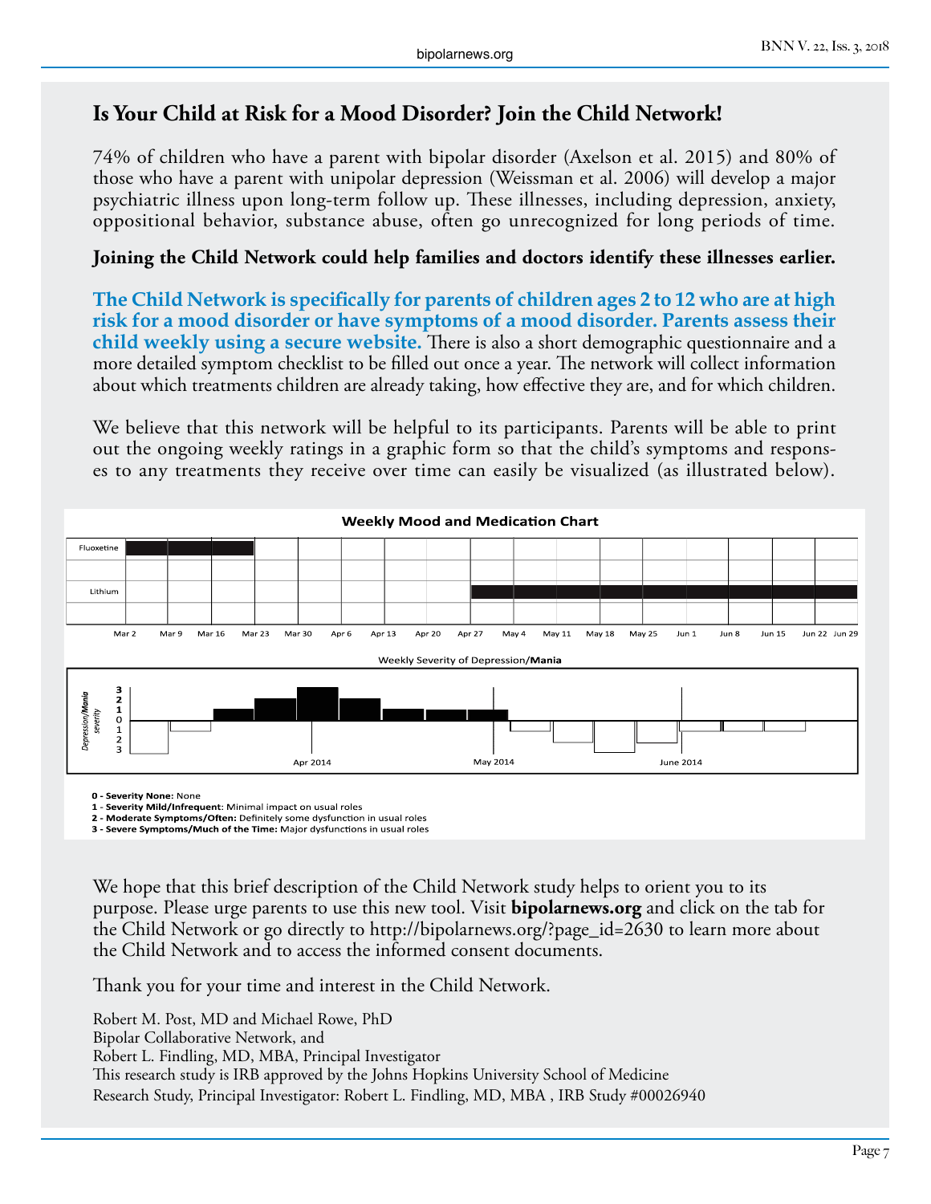## Is Your Child at Risk for a Mood Disorder? Join the Child Network!

74% of children who have a parent with bipolar disorder (Axelson et al. 2015) and 80% of those who have a parent with unipolar depression (Weissman et al. 2006) will develop a major psychiatric illness upon long-term follow up. These illnesses, including depression, anxiety, oppositional behavior, substance abuse, often go unrecognized for long periods of time.

**Joining the Child Network could help families and doctors identify these illnesses earlier.**

**The Child Network is specifically for parents of children ages 2 to 12 who are at high risk for a mood disorder or have symptoms of a mood disorder. Parents assess their child weekly using a secure website.** There is also a short demographic questionnaire and a more detailed symptom checklist to be filled out once a year. The network will collect information about which treatments children are already taking, how effective they are, and for which children.

We believe that this network will be helpful to its participants. Parents will be able to print out the ongoing weekly ratings in a graphic form so that the child's symptoms and responses to any treatments they receive over time can easily be visualized (as illustrated below).

**Weekly Mood and Medication Chart**

Fluoxetine
Lithium

Mar 2 Mar 9 Mar 16 Mar 23 Mar 30 Apr 6 Apr 13 Apr 20 Apr 27 May 4 May 11 May 18 May 25 Jun 1 Jun 8 Jun 15 Jun 22 Jun 29

Weekly Severity of Depression/**Mania**

*Depression/**Mania** severity*

3
2
1
0
1
2
3

Apr 2014 May 2014 June 2014

**0 - Severity None:** None
**1 - Severity Mild/Infrequent**: Minimal impact on usual roles
**2 - Moderate Symptoms/Often:** Definitely some dysfunction in usual roles
**3 - Severe Symptoms/Much of the Time:** Major dysfunctions in usual roles

We hope that this brief description of the Child Network study helps to orient you to its purpose. Please urge parents to use this new tool. Visit **bipolarnews.org** and click on the tab for the Child Network or go directly to http://bipolarnews.org/?page_id=2630 to learn more about the Child Network and to access the informed consent documents.

Thank you for your time and interest in the Child Network.

Robert M. Post, MD and Michael Rowe, PhD
Bipolar Collaborative Network, and
Robert L. Findling, MD, MBA, Principal Investigator
This research study is IRB approved by the Johns Hopkins University School of Medicine
Research Study, Principal Investigator: Robert L. Findling, MD, MBA , IRB Study #00026940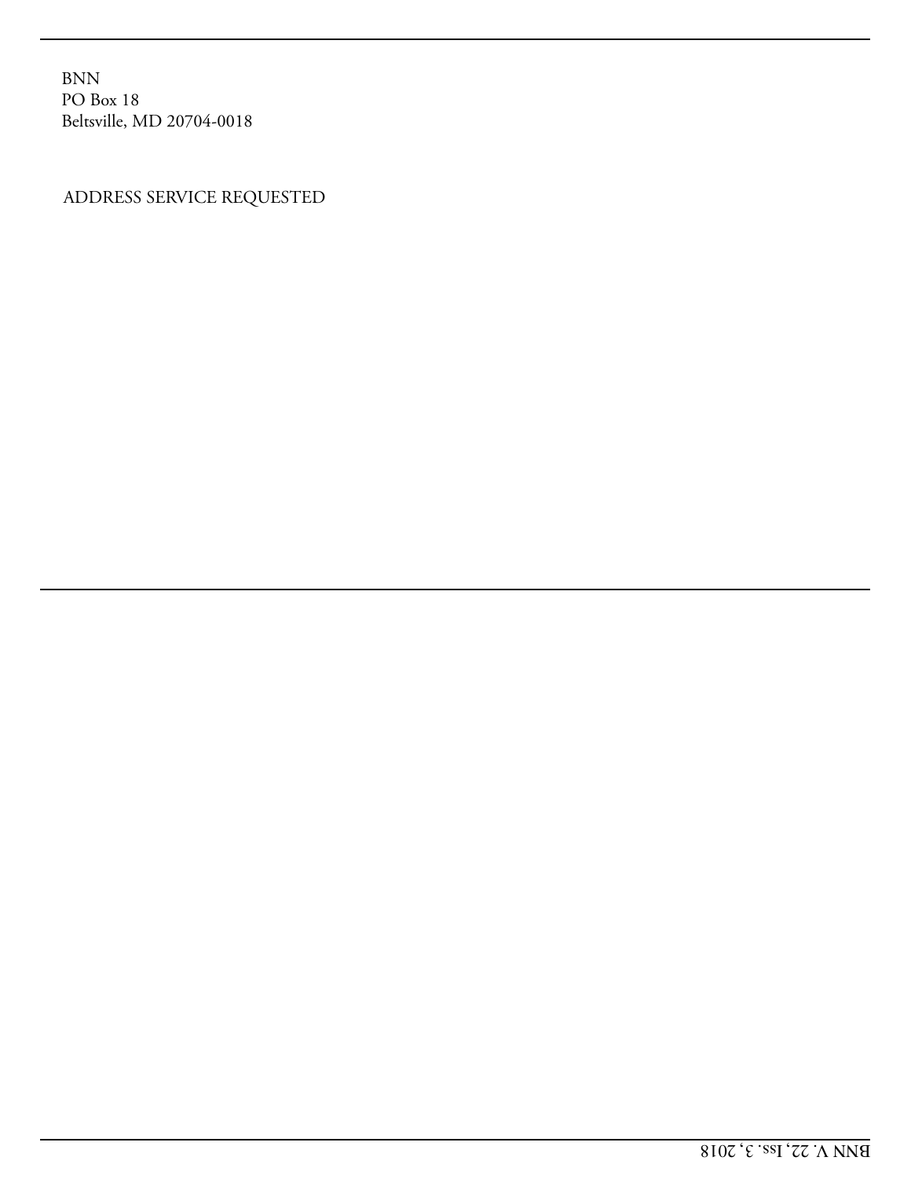BNN
PO Box 18
Beltsville, MD 20704-0018

ADDRESS SERVICE REQUESTED